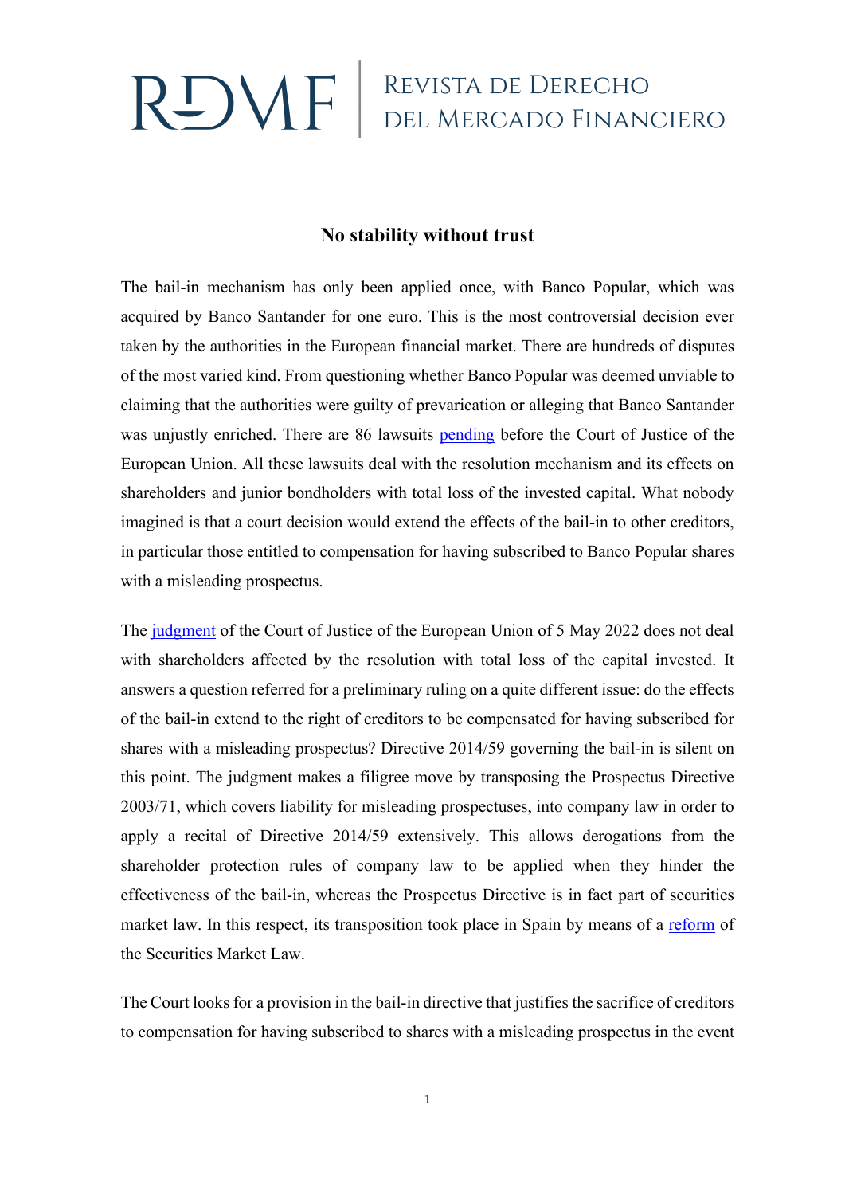# No stability without trust

The bail-in mechanism has only been applied once, with Banco Popular, which was acquired by Banco Santander for one euro. This is the most controversial decision ever taken by the authorities in the European financial market. There are hundreds of disputes of the most varied kind. From questioning whether Banco Popular was deemed unviable to claiming that the authorities were guilty of prevarication or alleging that Banco Santander was unjustly enriched. There are 86 lawsuits pending before the Court of Justice of the European Union. All these lawsuits deal with the resolution mechanism and its effects on shareholders and junior bondholders with total loss of the invested capital. What nobody imagined is that a court decision would extend the effects of the bail-in to other creditors, in particular those entitled to compensation for having subscribed to Banco Popular shares with a misleading prospectus.

The judgment of the Court of Justice of the European Union of 5 May 2022 does not deal with shareholders affected by the resolution with total loss of the capital invested. It answers a question referred for a preliminary ruling on a quite different issue: do the effects of the bail-in extend to the right of creditors to be compensated for having subscribed for shares with a misleading prospectus? Directive 2014/59 governing the bail-in is silent on this point. The judgment makes a filigree move by transposing the Prospectus Directive 2003/71, which covers liability for misleading prospectuses, into company law in order to apply a recital of Directive 2014/59 extensively. This allows derogations from the shareholder protection rules of company law to be applied when they hinder the effectiveness of the bail-in, whereas the Prospectus Directive is in fact part of securities market law. In this respect, its transposition took place in Spain by means of a reform of the Securities Market Law.

The Court looks for a provision in the bail-in directive that justifies the sacrifice of creditors to compensation for having subscribed to shares with a misleading prospectus in the event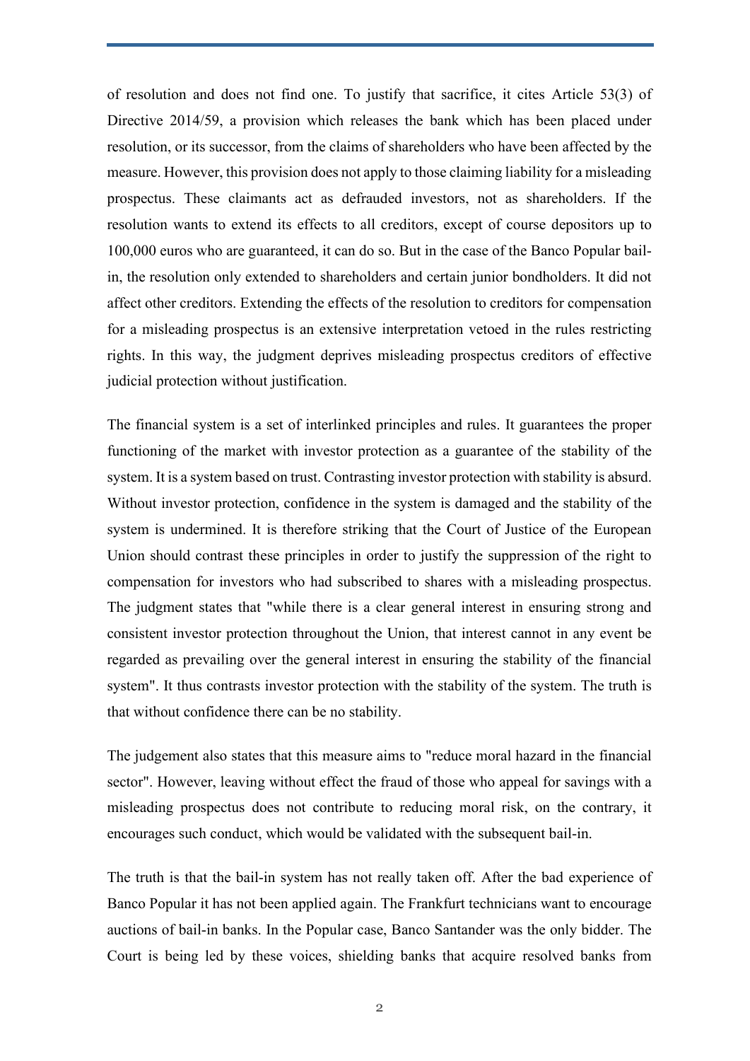of resolution and does not find one. To justify that sacrifice, it cites Article 53(3) of Directive 2014/59, a provision which releases the bank which has been placed under resolution, or its successor, from the claims of shareholders who have been affected by the measure. However, this provision does not apply to those claiming liability for a misleading prospectus. These claimants act as defrauded investors, not as shareholders. If the resolution wants to extend its effects to all creditors, except of course depositors up to 100,000 euros who are guaranteed, it can do so. But in the case of the Banco Popular bail-in, the resolution only extended to shareholders and certain junior bondholders. It did not affect other creditors. Extending the effects of the resolution to creditors for compensation for a misleading prospectus is an extensive interpretation vetoed in the rules restricting rights. In this way, the judgment deprives misleading prospectus creditors of effective judicial protection without justification.

The financial system is a set of interlinked principles and rules. It guarantees the proper functioning of the market with investor protection as a guarantee of the stability of the system. It is a system based on trust. Contrasting investor protection with stability is absurd. Without investor protection, confidence in the system is damaged and the stability of the system is undermined. It is therefore striking that the Court of Justice of the European Union should contrast these principles in order to justify the suppression of the right to compensation for investors who had subscribed to shares with a misleading prospectus. The judgment states that "while there is a clear general interest in ensuring strong and consistent investor protection throughout the Union, that interest cannot in any event be regarded as prevailing over the general interest in ensuring the stability of the financial system". It thus contrasts investor protection with the stability of the system. The truth is that without confidence there can be no stability.

The judgement also states that this measure aims to "reduce moral hazard in the financial sector". However, leaving without effect the fraud of those who appeal for savings with a misleading prospectus does not contribute to reducing moral risk, on the contrary, it encourages such conduct, which would be validated with the subsequent bail-in.

The truth is that the bail-in system has not really taken off. After the bad experience of Banco Popular it has not been applied again. The Frankfurt technicians want to encourage auctions of bail-in banks. In the Popular case, Banco Santander was the only bidder. The Court is being led by these voices, shielding banks that acquire resolved banks from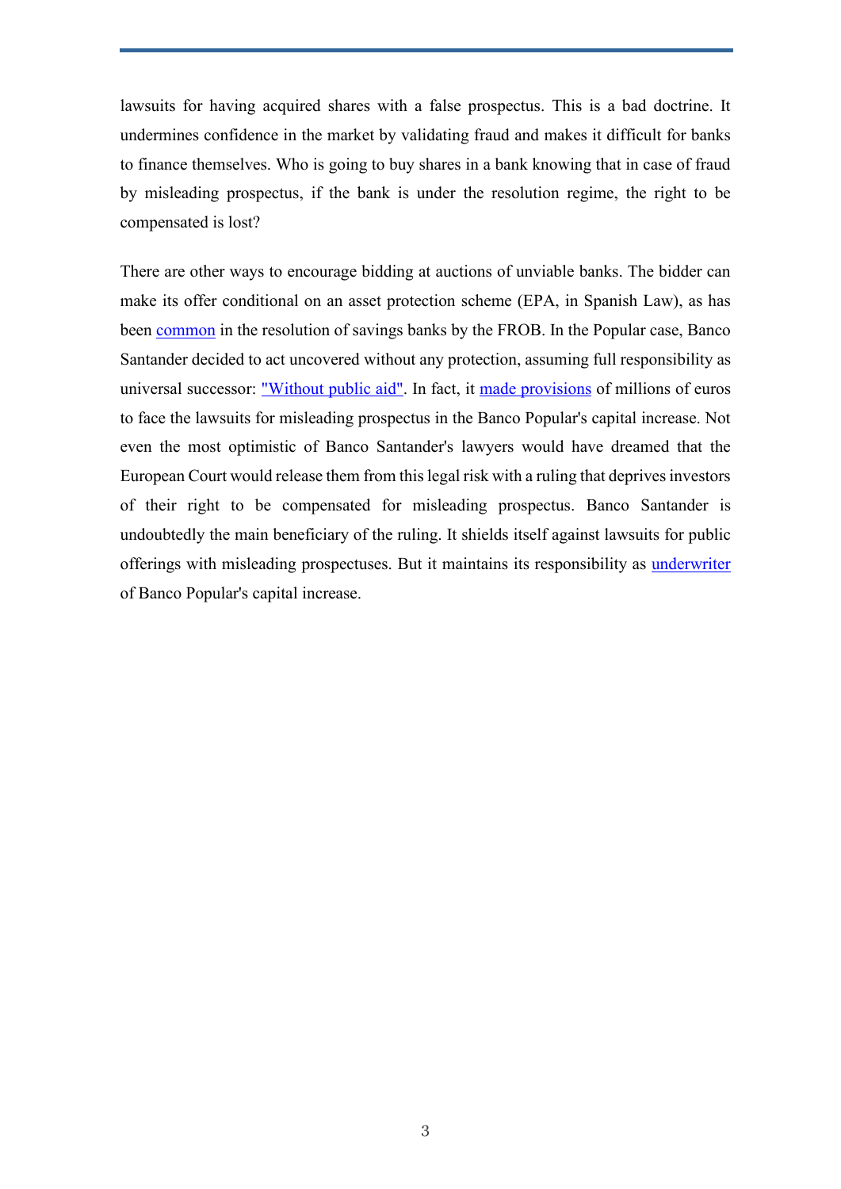lawsuits for having acquired shares with a false prospectus. This is a bad doctrine. It undermines confidence in the market by validating fraud and makes it difficult for banks to finance themselves. Who is going to buy shares in a bank knowing that in case of fraud by misleading prospectus, if the bank is under the resolution regime, the right to be compensated is lost?

There are other ways to encourage bidding at auctions of unviable banks. The bidder can make its offer conditional on an asset protection scheme (EPA, in Spanish Law), as has been common in the resolution of savings banks by the FROB. In the Popular case, Banco Santander decided to act uncovered without any protection, assuming full responsibility as universal successor: "Without public aid". In fact, it made provisions of millions of euros to face the lawsuits for misleading prospectus in the Banco Popular's capital increase. Not even the most optimistic of Banco Santander's lawyers would have dreamed that the European Court would release them from this legal risk with a ruling that deprives investors of their right to be compensated for misleading prospectus. Banco Santander is undoubtedly the main beneficiary of the ruling. It shields itself against lawsuits for public offerings with misleading prospectuses. But it maintains its responsibility as underwriter of Banco Popular's capital increase.